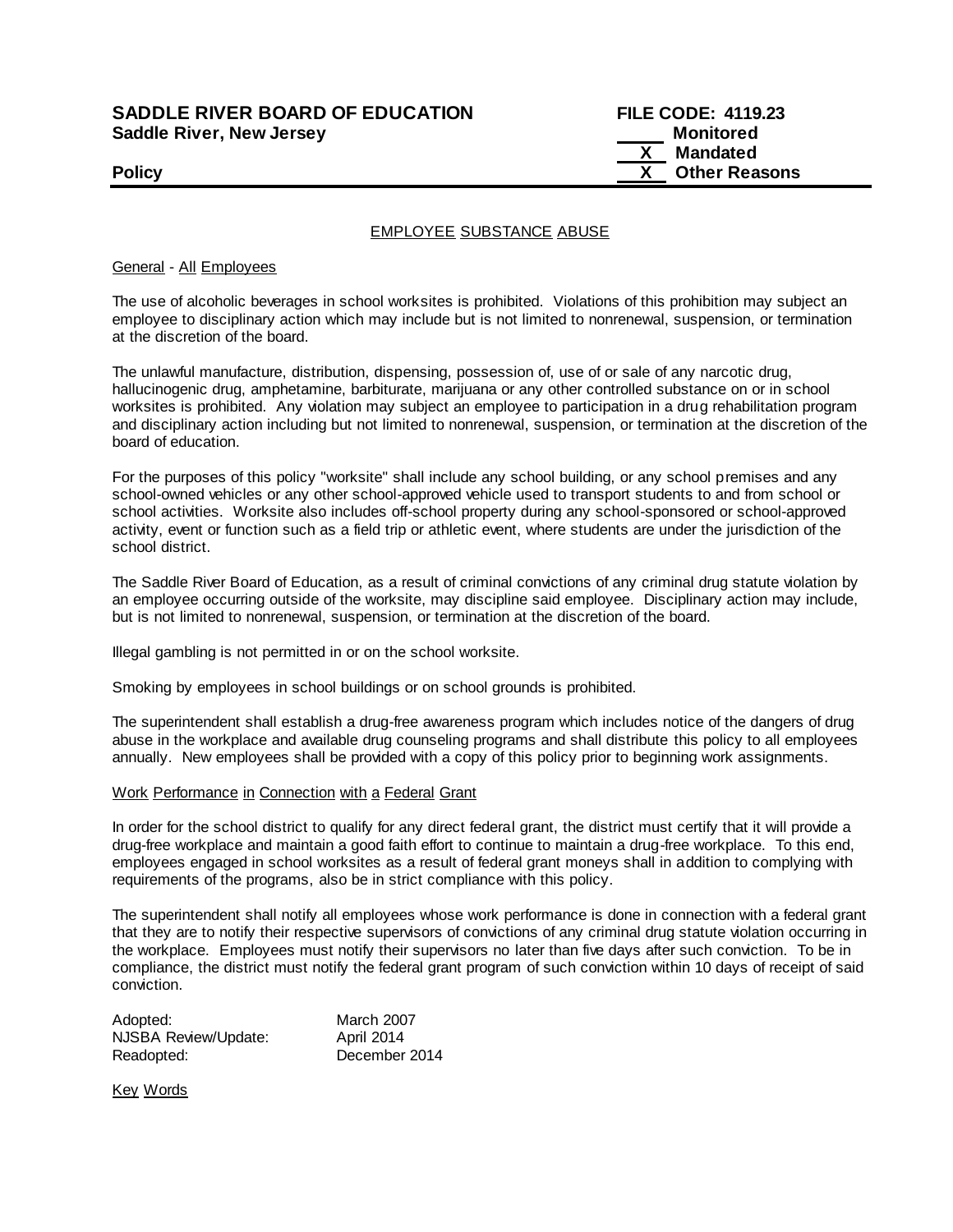**SADDLE RIVER BOARD OF EDUCATION**
**Saddle River, New Jersey**

**FILE CODE: 4119.23**
**\_\_\_\_ Monitored**
**X Mandated**
**X Other Reasons**

**Policy**

---

## EMPLOYEE SUBSTANCE ABUSE

General - All Employees

The use of alcoholic beverages in school worksites is prohibited. Violations of this prohibition may subject an employee to disciplinary action which may include but is not limited to nonrenewal, suspension, or termination at the discretion of the board.

The unlawful manufacture, distribution, dispensing, possession of, use of or sale of any narcotic drug, hallucinogenic drug, amphetamine, barbiturate, marijuana or any other controlled substance on or in school worksites is prohibited. Any violation may subject an employee to participation in a drug rehabilitation program and disciplinary action including but not limited to nonrenewal, suspension, or termination at the discretion of the board of education.

For the purposes of this policy "worksite" shall include any school building, or any school premises and any school-owned vehicles or any other school-approved vehicle used to transport students to and from school or school activities. Worksite also includes off-school property during any school-sponsored or school-approved activity, event or function such as a field trip or athletic event, where students are under the jurisdiction of the school district.

The Saddle River Board of Education, as a result of criminal convictions of any criminal drug statute violation by an employee occurring outside of the worksite, may discipline said employee. Disciplinary action may include, but is not limited to nonrenewal, suspension, or termination at the discretion of the board.

Illegal gambling is not permitted in or on the school worksite.

Smoking by employees in school buildings or on school grounds is prohibited.

The superintendent shall establish a drug-free awareness program which includes notice of the dangers of drug abuse in the workplace and available drug counseling programs and shall distribute this policy to all employees annually. New employees shall be provided with a copy of this policy prior to beginning work assignments.

Work Performance in Connection with a Federal Grant

In order for the school district to qualify for any direct federal grant, the district must certify that it will provide a drug-free workplace and maintain a good faith effort to continue to maintain a drug-free workplace. To this end, employees engaged in school worksites as a result of federal grant moneys shall in addition to complying with requirements of the programs, also be in strict compliance with this policy.

The superintendent shall notify all employees whose work performance is done in connection with a federal grant that they are to notify their respective supervisors of convictions of any criminal drug statute violation occurring in the workplace. Employees must notify their supervisors no later than five days after such conviction. To be in compliance, the district must notify the federal grant program of such conviction within 10 days of receipt of said conviction.

| | |
|---|---|
| Adopted: | March 2007 |
| NJSBA Review/Update: | April 2014 |
| Readopted: | December 2014 |

Key Words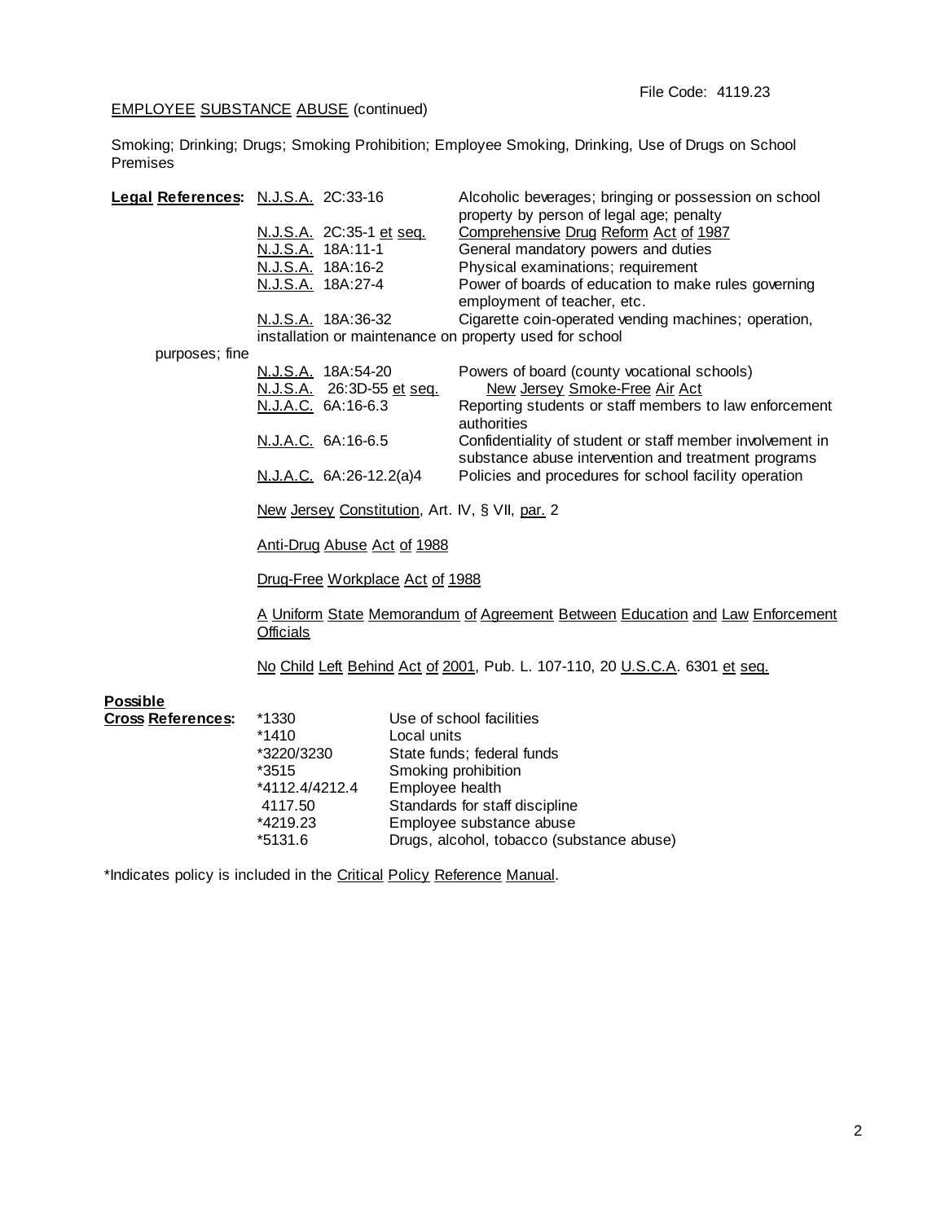File Code: 4119.23

EMPLOYEE SUBSTANCE ABUSE (continued)

Smoking; Drinking; Drugs; Smoking Prohibition; Employee Smoking, Drinking, Use of Drugs on School Premises

**Legal References:**

| | |
|---|---|
| N.J.S.A. 2C:33-16 | Alcoholic beverages; bringing or possession on school property by person of legal age; penalty |
| N.J.S.A. 2C:35-1 et seq. | Comprehensive Drug Reform Act of 1987 |
| N.J.S.A. 18A:11-1 | General mandatory powers and duties |
| N.J.S.A. 18A:16-2 | Physical examinations; requirement |
| N.J.S.A. 18A:27-4 | Power of boards of education to make rules governing employment of teacher, etc. |
| N.J.S.A. 18A:36-32 | Cigarette coin-operated vending machines; operation, installation or maintenance on property used for school purposes; fine |
| N.J.S.A. 18A:54-20 | Powers of board (county vocational schools) |
| N.J.S.A. 26:3D-55 et seq. | New Jersey Smoke-Free Air Act |
| N.J.A.C. 6A:16-6.3 | Reporting students or staff members to law enforcement authorities |
| N.J.A.C. 6A:16-6.5 | Confidentiality of student or staff member involvement in substance abuse intervention and treatment programs |
| N.J.A.C. 6A:26-12.2(a)4 | Policies and procedures for school facility operation |

New Jersey Constitution, Art. IV, § VII, par. 2

Anti-Drug Abuse Act of 1988

Drug-Free Workplace Act of 1988

A Uniform State Memorandum of Agreement Between Education and Law Enforcement Officials

No Child Left Behind Act of 2001, Pub. L. 107-110, 20 U.S.C.A. 6301 et seq.

**Possible Cross References:**

| | |
|---|---|
| *1330 | Use of school facilities |
| *1410 | Local units |
| *3220/3230 | State funds; federal funds |
| *3515 | Smoking prohibition |
| *4112.4/4212.4 | Employee health |
| 4117.50 | Standards for staff discipline |
| *4219.23 | Employee substance abuse |
| *5131.6 | Drugs, alcohol, tobacco (substance abuse) |

*Indicates policy is included in the Critical Policy Reference Manual.